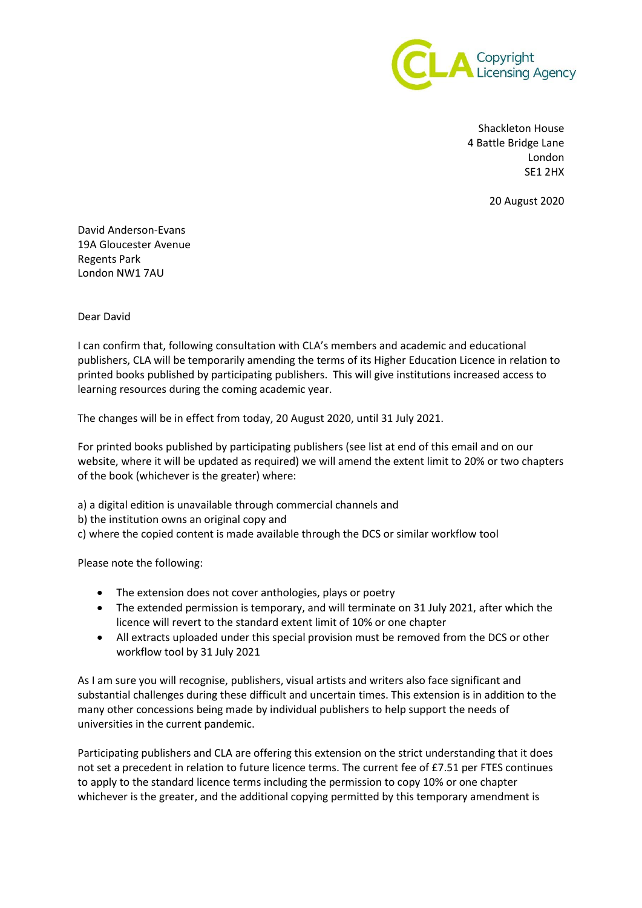Copyright Licensing Agency

Shackleton House
4 Battle Bridge Lane
London
SE1 2HX

20 August 2020

David Anderson-Evans
19A Gloucester Avenue
Regents Park
London NW1 7AU

Dear David

I can confirm that, following consultation with CLA's members and academic and educational publishers, CLA will be temporarily amending the terms of its Higher Education Licence in relation to printed books published by participating publishers. This will give institutions increased access to learning resources during the coming academic year.

The changes will be in effect from today, 20 August 2020, until 31 July 2021.

For printed books published by participating publishers (see list at end of this email and on our website, where it will be updated as required) we will amend the extent limit to 20% or two chapters of the book (whichever is the greater) where:

a) a digital edition is unavailable through commercial channels and
b) the institution owns an original copy and
c) where the copied content is made available through the DCS or similar workflow tool

Please note the following:

- The extension does not cover anthologies, plays or poetry
- The extended permission is temporary, and will terminate on 31 July 2021, after which the licence will revert to the standard extent limit of 10% or one chapter
- All extracts uploaded under this special provision must be removed from the DCS or other workflow tool by 31 July 2021

As I am sure you will recognise, publishers, visual artists and writers also face significant and substantial challenges during these difficult and uncertain times. This extension is in addition to the many other concessions being made by individual publishers to help support the needs of universities in the current pandemic.

Participating publishers and CLA are offering this extension on the strict understanding that it does not set a precedent in relation to future licence terms. The current fee of £7.51 per FTES continues to apply to the standard licence terms including the permission to copy 10% or one chapter whichever is the greater, and the additional copying permitted by this temporary amendment is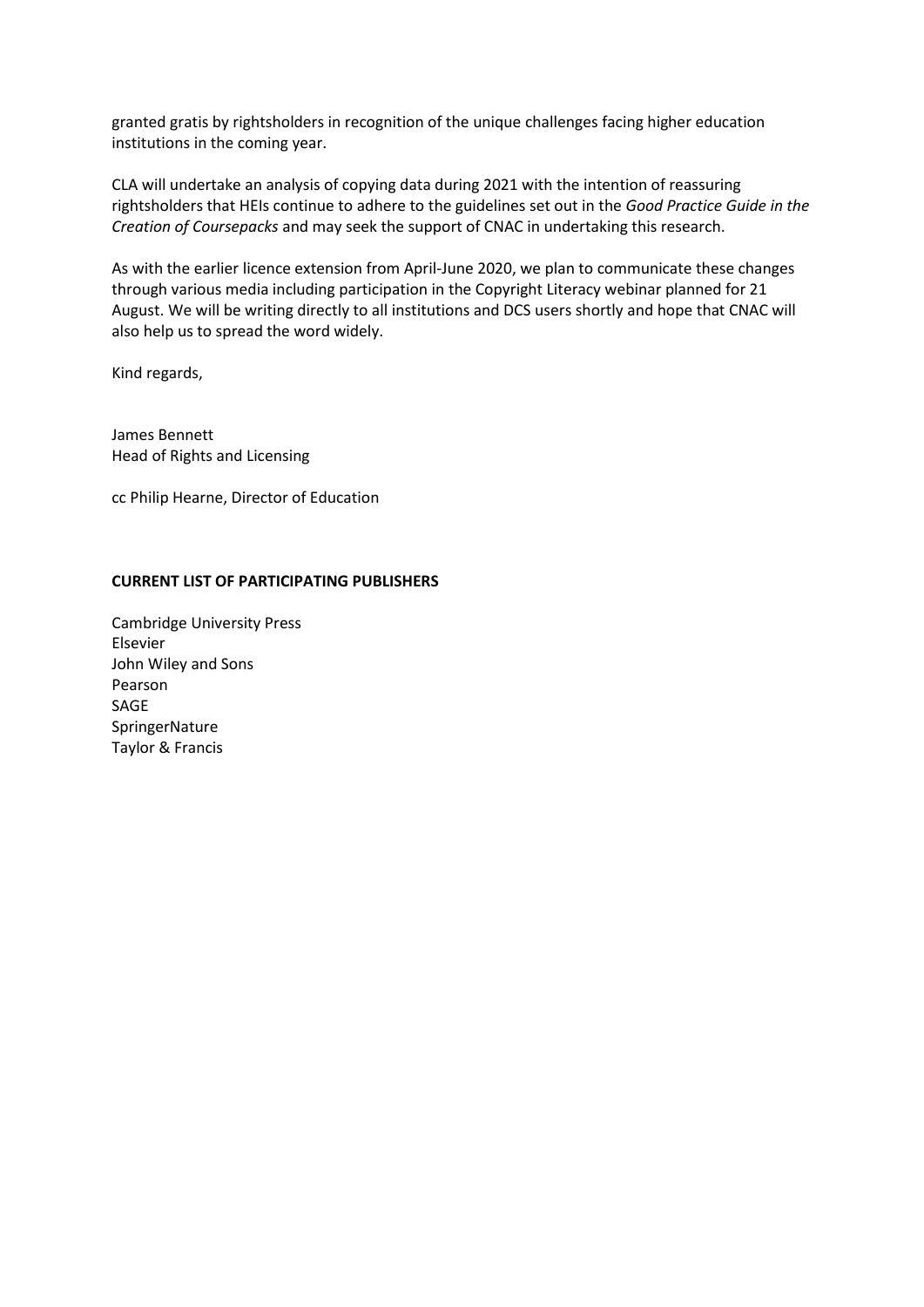granted gratis by rightsholders in recognition of the unique challenges facing higher education institutions in the coming year.

CLA will undertake an analysis of copying data during 2021 with the intention of reassuring rightsholders that HEIs continue to adhere to the guidelines set out in the *Good Practice Guide in the Creation of Coursepacks* and may seek the support of CNAC in undertaking this research.

As with the earlier licence extension from April-June 2020, we plan to communicate these changes through various media including participation in the Copyright Literacy webinar planned for 21 August. We will be writing directly to all institutions and DCS users shortly and hope that CNAC will also help us to spread the word widely.

Kind regards,

James Bennett
Head of Rights and Licensing

cc Philip Hearne, Director of Education

**CURRENT LIST OF PARTICIPATING PUBLISHERS**

Cambridge University Press
Elsevier
John Wiley and Sons
Pearson
SAGE
SpringerNature
Taylor & Francis